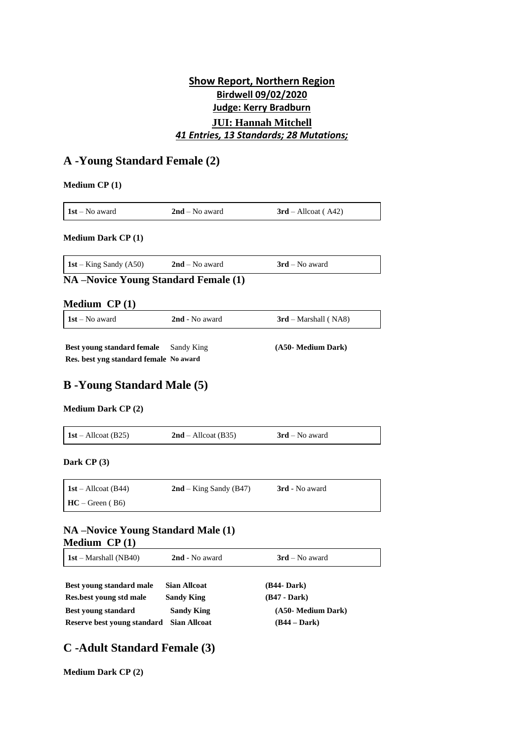**Show Report, Northern Region**

**Birdwell 09/02/2020**

**Judge: Kerry Bradburn**

**JUI: Hannah Mitchell**

***41 Entries, 13 Standards; 28 Mutations;***

## A -Young Standard Female (2)

**Medium CP (1)**

| **1st** – No award | **2nd** – No award | **3rd** – Allcoat ( A42) |
|---|---|---|

**Medium Dark CP (1)**

| **1st** – King Sandy (A50) | **2nd** – No award | **3rd** – No award |
|---|---|---|

### NA –Novice Young Standard Female (1)

### Medium CP (1)

| **1st** – No award | **2nd** - No award | **3rd** – Marshall ( NA8) |
|---|---|---|

| | | |
|---|---|---|
| **Best young standard female** | Sandy King | **(A50- Medium Dark)** |
| **Res. best yng standard female** | **No award** | |

## B -Young Standard Male (5)

**Medium Dark CP (2)**

| **1st** – Allcoat (B25) | **2nd** – Allcoat (B35) | **3rd** – No award |
|---|---|---|

**Dark CP (3)**

| **1st** – Allcoat (B44) | **2nd** – King Sandy (B47) | **3rd** - No award |
|---|---|---|
| **HC** – Green ( B6) | | |

### NA –Novice Young Standard Male (1)

### Medium CP (1)

| **1st** – Marshall (NB40) | **2nd** - No award | **3rd** – No award |
|---|---|---|

| | | |
|---|---|---|
| **Best young standard male** | **Sian Allcoat** | **(B44- Dark)** |
| **Res.best young std male** | **Sandy King** | **(B47 - Dark)** |
| **Best young standard** | **Sandy King** | **(A50- Medium Dark)** |
| **Reserve best young standard** | **Sian Allcoat** | **(B44 – Dark)** |

## C -Adult Standard Female (3)

**Medium Dark CP (2)**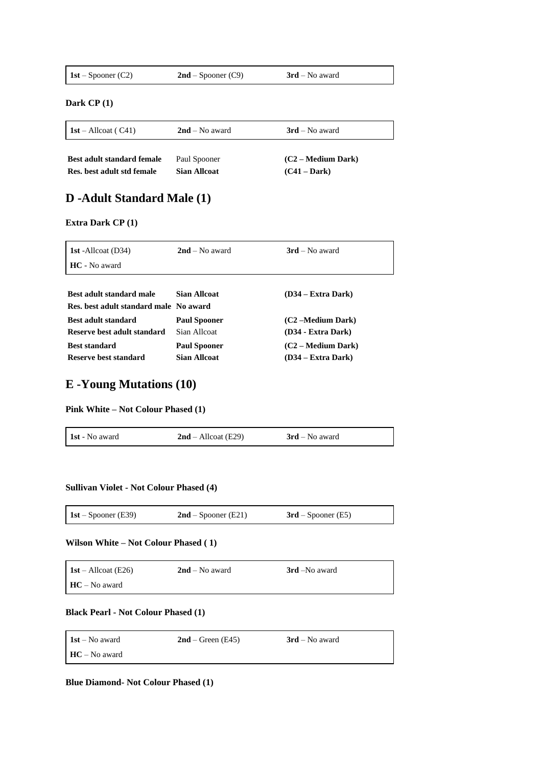| **1st** – Spooner (C2) | **2nd** – Spooner (C9) | **3rd** – No award |
|---|---|---|

**Dark CP (1)**

| **1st** – Allcoat ( C41) | **2nd** – No award | **3rd** – No award |
|---|---|---|

| | | |
|---|---|---|
| **Best adult standard female** | Paul Spooner | **(C2 – Medium Dark)** |
| **Res. best adult std female** | **Sian Allcoat** | **(C41 – Dark)** |

## D -Adult Standard Male (1)

**Extra Dark CP (1)**

| **1st** -Allcoat (D34) | **2nd** – No award | **3rd** – No award |
|---|---|---|
| **HC** - No award | | |

| | | |
|---|---|---|
| **Best adult standard male** | **Sian Allcoat** | **(D34 – Extra Dark)** |
| **Res. best adult standard male** | **No award** | |
| **Best adult standard** | **Paul Spooner** | **(C2 –Medium Dark)** |
| **Reserve best adult standard** | Sian Allcoat | **(D34 - Extra Dark)** |
| **Best standard** | **Paul Spooner** | **(C2 – Medium Dark)** |
| **Reserve best standard** | **Sian Allcoat** | **(D34 – Extra Dark)** |

## E -Young Mutations (10)

**Pink White – Not Colour Phased (1)**

| **1st** - No award | **2nd** – Allcoat (E29) | **3rd** – No award |
|---|---|---|

**Sullivan Violet - Not Colour Phased (4)**

| **1st** – Spooner (E39) | **2nd** – Spooner (E21) | **3rd** – Spooner (E5) |
|---|---|---|

**Wilson White – Not Colour Phased ( 1)**

| **1st** – Allcoat (E26) | **2nd** – No award | **3rd** –No award |
|---|---|---|
| **HC** – No award | | |

**Black Pearl - Not Colour Phased (1)**

| **1st** – No award | **2nd** – Green (E45) | **3rd** – No award |
|---|---|---|
| **HC** – No award | | |

**Blue Diamond- Not Colour Phased (1)**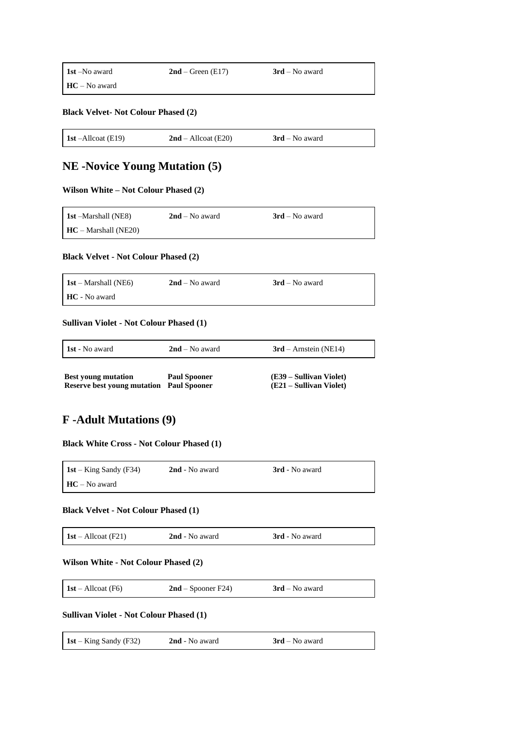| **1st** –No award | **2nd** – Green (E17) | **3rd** – No award |
|---|---|---|
| **HC** – No award | | |

**Black Velvet- Not Colour Phased (2)**

| **1st** –Allcoat (E19) | **2nd** – Allcoat (E20) | **3rd** – No award |
|---|---|---|

## NE -Novice Young Mutation (5)

**Wilson White – Not Colour Phased (2)**

| **1st** –Marshall (NE8) | **2nd** – No award | **3rd** – No award |
|---|---|---|
| **HC** – Marshall (NE20) | | |

**Black Velvet - Not Colour Phased (2)**

| **1st** – Marshall (NE6) | **2nd** – No award | **3rd** – No award |
|---|---|---|
| **HC** - No award | | |

**Sullivan Violet - Not Colour Phased (1)**

| **1st** - No award | **2nd** – No award | **3rd** – Arnstein (NE14) |
|---|---|---|

**Best young mutation** **Paul Spooner** **(E39 – Sullivan Violet)**
**Reserve best young mutation** **Paul Spooner** **(E21 – Sullivan Violet)**

## F -Adult Mutations (9)

**Black White Cross - Not Colour Phased (1)**

| **1st** – King Sandy (F34) | **2nd** - No award | **3rd** - No award |
|---|---|---|
| **HC** – No award | | |

**Black Velvet - Not Colour Phased (1)**

| **1st** – Allcoat (F21) | **2nd** - No award | **3rd** - No award |
|---|---|---|

**Wilson White - Not Colour Phased (2)**

| **1st** – Allcoat (F6) | **2nd** – Spooner F24) | **3rd** – No award |
|---|---|---|

**Sullivan Violet - Not Colour Phased (1)**

| **1st** – King Sandy (F32) | **2nd** - No award | **3rd** – No award |
|---|---|---|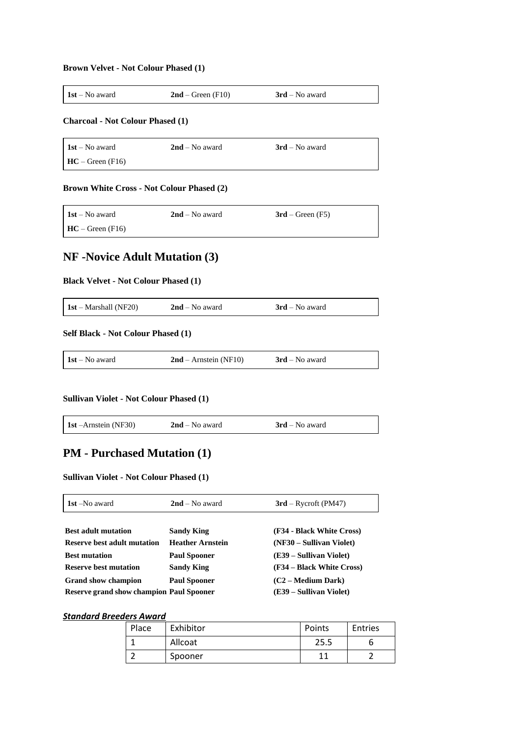**Brown Velvet - Not Colour Phased (1)**

| **1st** – No award | **2nd** – Green (F10) | **3rd** – No award |
|---|---|---|

**Charcoal - Not Colour Phased (1)**

| **1st** – No award | **2nd** – No award | **3rd** – No award |
|---|---|---|
| **HC** – Green (F16) | | |

**Brown White Cross - Not Colour Phased (2)**

| **1st** – No award | **2nd** – No award | **3rd** – Green (F5) |
|---|---|---|
| **HC** – Green (F16) | | |

## NF -Novice Adult Mutation (3)

**Black Velvet - Not Colour Phased (1)**

| **1st** – Marshall (NF20) | **2nd** – No award | **3rd** – No award |
|---|---|---|

**Self Black - Not Colour Phased (1)**

| **1st** – No award | **2nd** – Arnstein (NF10) | **3rd** – No award |
|---|---|---|

**Sullivan Violet - Not Colour Phased (1)**

| **1st** –Arnstein (NF30) | **2nd** – No award | **3rd** – No award |
|---|---|---|

## PM - Purchased Mutation (1)

**Sullivan Violet - Not Colour Phased (1)**

| **1st** –No award | **2nd** – No award | **3rd** – Rycroft (PM47) |
|---|---|---|

| | | |
|---|---|---|
| **Best adult mutation** | **Sandy King** | **(F34 - Black White Cross)** |
| **Reserve best adult mutation** | **Heather Arnstein** | **(NF30 – Sullivan Violet)** |
| **Best mutation** | **Paul Spooner** | **(E39 – Sullivan Violet)** |
| **Reserve best mutation** | **Sandy King** | **(F34 – Black White Cross)** |
| **Grand show champion** | **Paul Spooner** | **(C2 – Medium Dark)** |
| **Reserve grand show champion** | **Paul Spooner** | **(E39 – Sullivan Violet)** |

***Standard Breeders Award***

| Place | Exhibitor | Points | Entries |
|---|---|---|---|
| 1 | Allcoat | 25.5 | 6 |
| 2 | Spooner | 11 | 2 |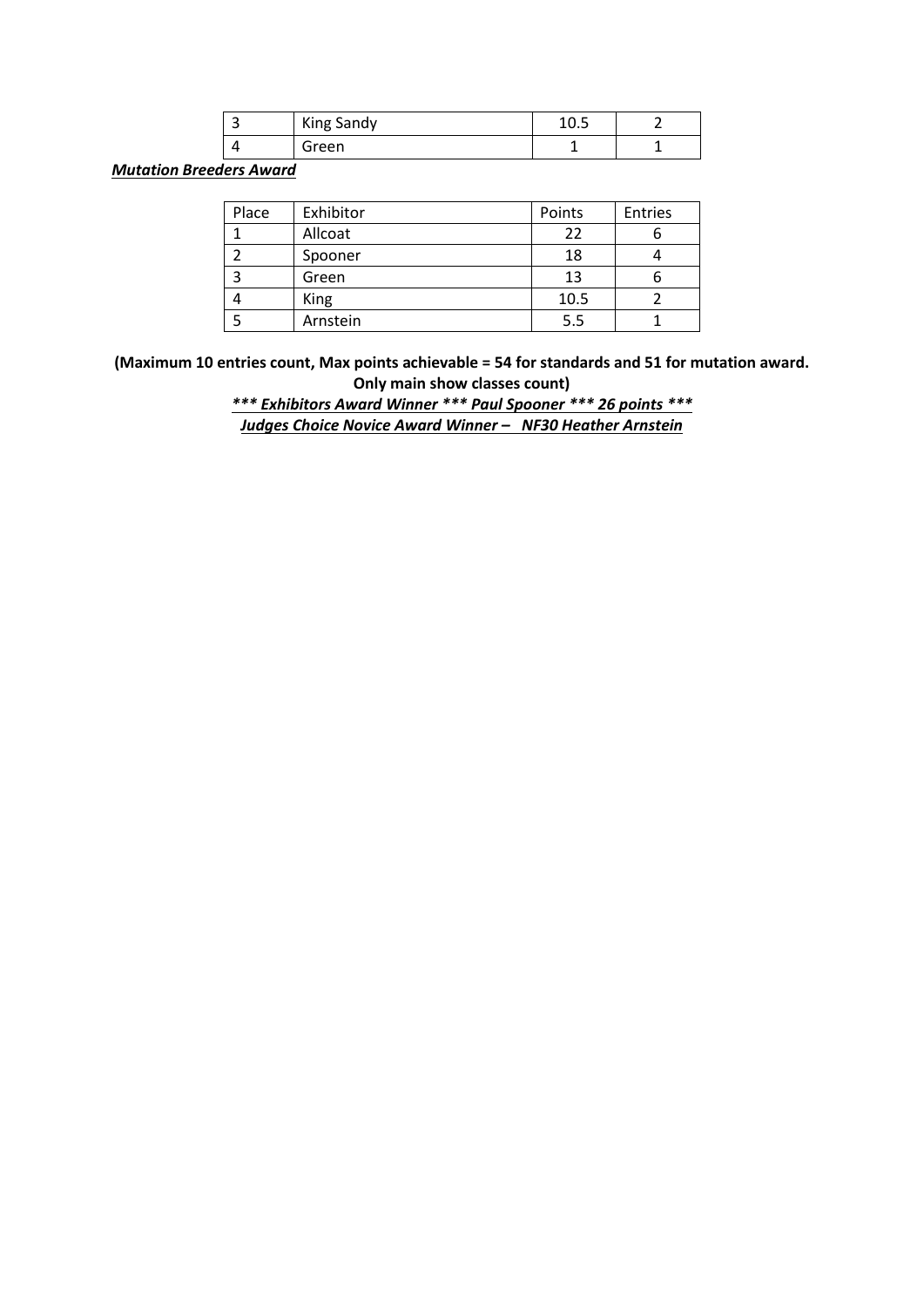| | | | |
|---|---|---|---|
| 3 | King Sandy | 10.5 | 2 |
| 4 | Green | 1 | 1 |

***Mutation Breeders Award***

| Place | Exhibitor | Points | Entries |
|---|---|---|---|
| 1 | Allcoat | 22 | 6 |
| 2 | Spooner | 18 | 4 |
| 3 | Green | 13 | 6 |
| 4 | King | 10.5 | 2 |
| 5 | Arnstein | 5.5 | 1 |

**(Maximum 10 entries count, Max points achievable = 54 for standards and 51 for mutation award. Only main show classes count)**

***\*\*\* Exhibitors Award Winner \*\*\* Paul Spooner \*\*\* 26 points \*\*\****

***Judges Choice Novice Award Winner – NF30 Heather Arnstein***